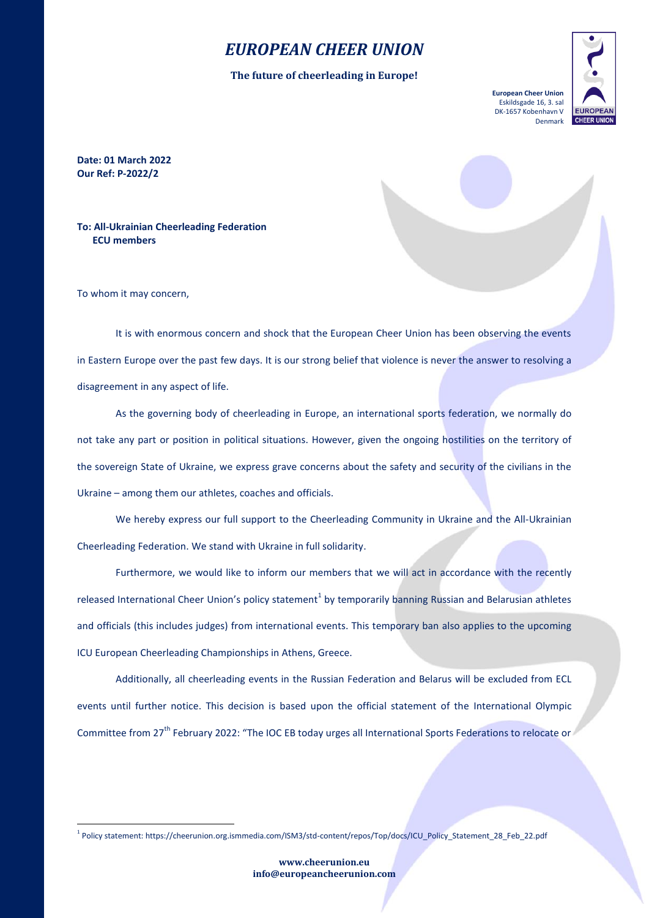# *EUROPEAN CHEER UNION*

**The future of cheerleading in Europe!**

**European Cheer Union**
Eskildsgade 16, 3. sal
DK-1657 Kobenhavn V
Denmark

**Date: 01 March 2022**
**Our Ref: P-2022/2**

**To: All-Ukrainian Cheerleading Federation**
**ECU members**

To whom it may concern,

It is with enormous concern and shock that the European Cheer Union has been observing the events in Eastern Europe over the past few days. It is our strong belief that violence is never the answer to resolving a disagreement in any aspect of life.

As the governing body of cheerleading in Europe, an international sports federation, we normally do not take any part or position in political situations. However, given the ongoing hostilities on the territory of the sovereign State of Ukraine, we express grave concerns about the safety and security of the civilians in the Ukraine – among them our athletes, coaches and officials.

We hereby express our full support to the Cheerleading Community in Ukraine and the All-Ukrainian Cheerleading Federation. We stand with Ukraine in full solidarity.

Furthermore, we would like to inform our members that we will act in accordance with the recently released International Cheer Union's policy statement[1] by temporarily banning Russian and Belarusian athletes and officials (this includes judges) from international events. This temporary ban also applies to the upcoming ICU European Cheerleading Championships in Athens, Greece.

Additionally, all cheerleading events in the Russian Federation and Belarus will be excluded from ECL events until further notice. This decision is based upon the official statement of the International Olympic Committee from 27th February 2022: "The IOC EB today urges all International Sports Federations to relocate or

[1] Policy statement: https://cheerunion.org.ismmedia.com/ISM3/std-content/repos/Top/docs/ICU_Policy_Statement_28_Feb_22.pdf

**www.cheerunion.eu**
**info@europeancheerunion.com**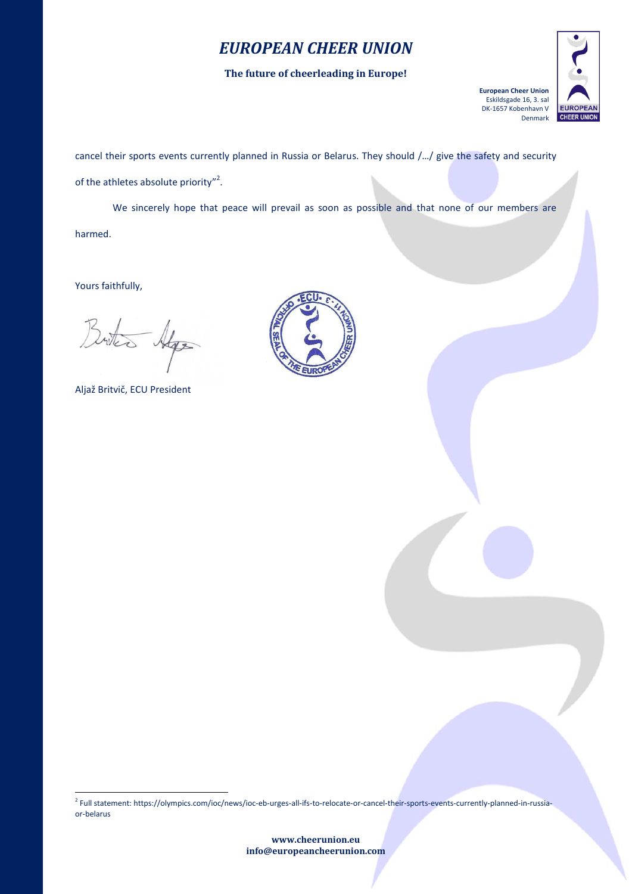cancel their sports events currently planned in Russia or Belarus. They should /…/ give the safety and security of the athletes absolute priority"[2].

We sincerely hope that peace will prevail as soon as possible and that none of our members are harmed.

Yours faithfully,

Aljaž Britvič, ECU President

[2] Full statement: https://olympics.com/ioc/news/ioc-eb-urges-all-ifs-to-relocate-or-cancel-their-sports-events-currently-planned-in-russia-or-belarus